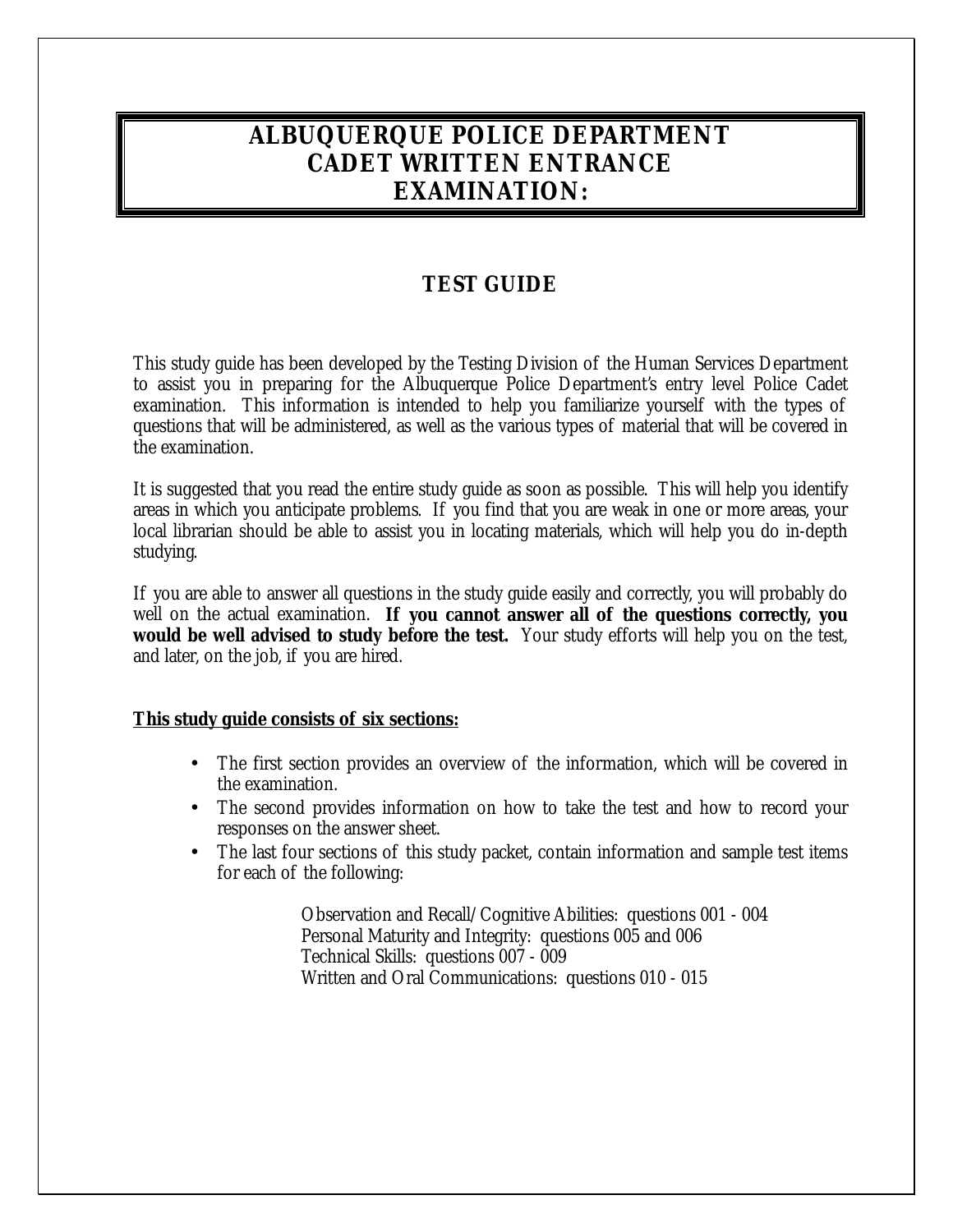# ALBUQUERQUE POLICE DEPARTMENT CADET WRITTEN ENTRANCE EXAMINATION:

## TEST GUIDE

This study guide has been developed by the Testing Division of the Human Services Department to assist you in preparing for the Albuquerque Police Department's entry level Police Cadet examination. This information is intended to help you familiarize yourself with the types of questions that will be administered, as well as the various types of material that will be covered in the examination.

It is suggested that you read the entire study guide as soon as possible. This will help you identify areas in which you anticipate problems. If you find that you are weak in one or more areas, your local librarian should be able to assist you in locating materials, which will help you do in-depth studying.

If you are able to answer all questions in the study guide easily and correctly, you will probably do well on the actual examination. **If you cannot answer all of the questions correctly, you would be well advised to study before the test.** Your study efforts will help you on the test, and later, on the job, if you are hired.

**<u>This study guide consists of six sections:</u>**

- The first section provides an overview of the information, which will be covered in the examination.
- The second provides information on how to take the test and how to record your responses on the answer sheet.
- The last four sections of this study packet, contain information and sample test items for each of the following:

  Observation and Recall/Cognitive Abilities: questions 001 - 004
  Personal Maturity and Integrity: questions 005 and 006
  Technical Skills: questions 007 - 009
  Written and Oral Communications: questions 010 - 015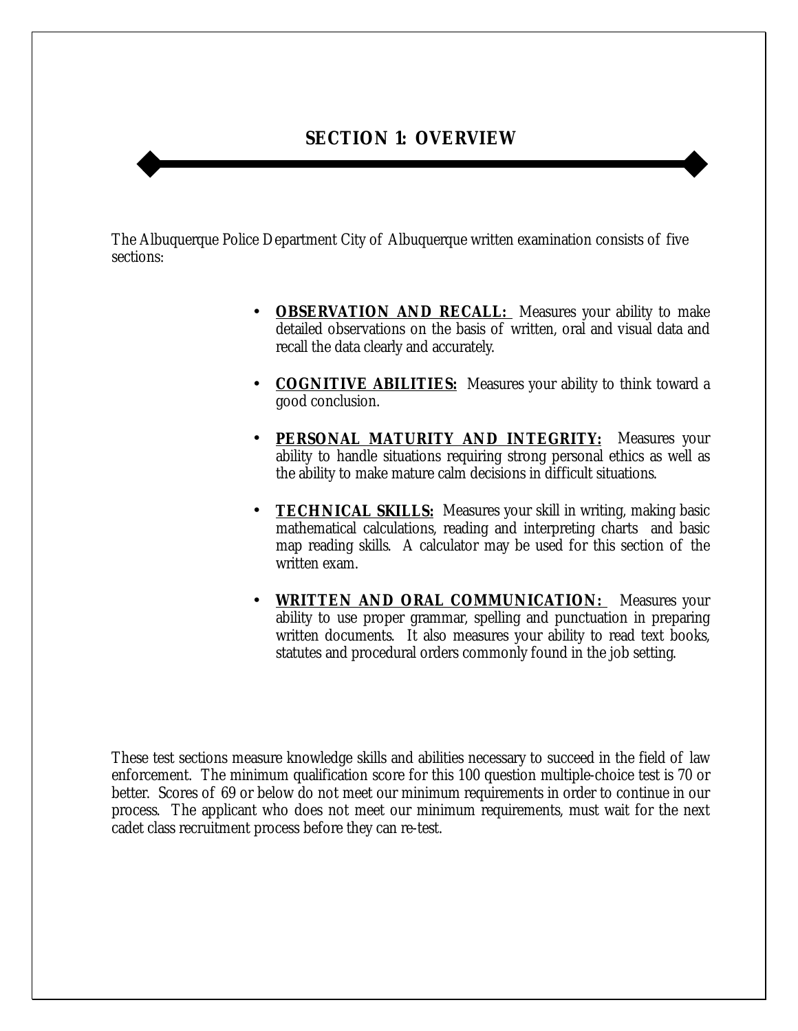# SECTION 1: OVERVIEW

The Albuquerque Police Department City of Albuquerque written examination consists of five sections:

- **OBSERVATION AND RECALL:** Measures your ability to make detailed observations on the basis of written, oral and visual data and recall the data clearly and accurately.

- **COGNITIVE ABILITIES:** Measures your ability to think toward a good conclusion.

- **PERSONAL MATURITY AND INTEGRITY:** Measures your ability to handle situations requiring strong personal ethics as well as the ability to make mature calm decisions in difficult situations.

- **TECHNICAL SKILLS:** Measures your skill in writing, making basic mathematical calculations, reading and interpreting charts and basic map reading skills. A calculator may be used for this section of the written exam.

- **WRITTEN AND ORAL COMMUNICATION:** Measures your ability to use proper grammar, spelling and punctuation in preparing written documents. It also measures your ability to read text books, statutes and procedural orders commonly found in the job setting.

These test sections measure knowledge skills and abilities necessary to succeed in the field of law enforcement. The minimum qualification score for this 100 question multiple-choice test is 70 or better. Scores of 69 or below do not meet our minimum requirements in order to continue in our process. The applicant who does not meet our minimum requirements, must wait for the next cadet class recruitment process before they can re-test.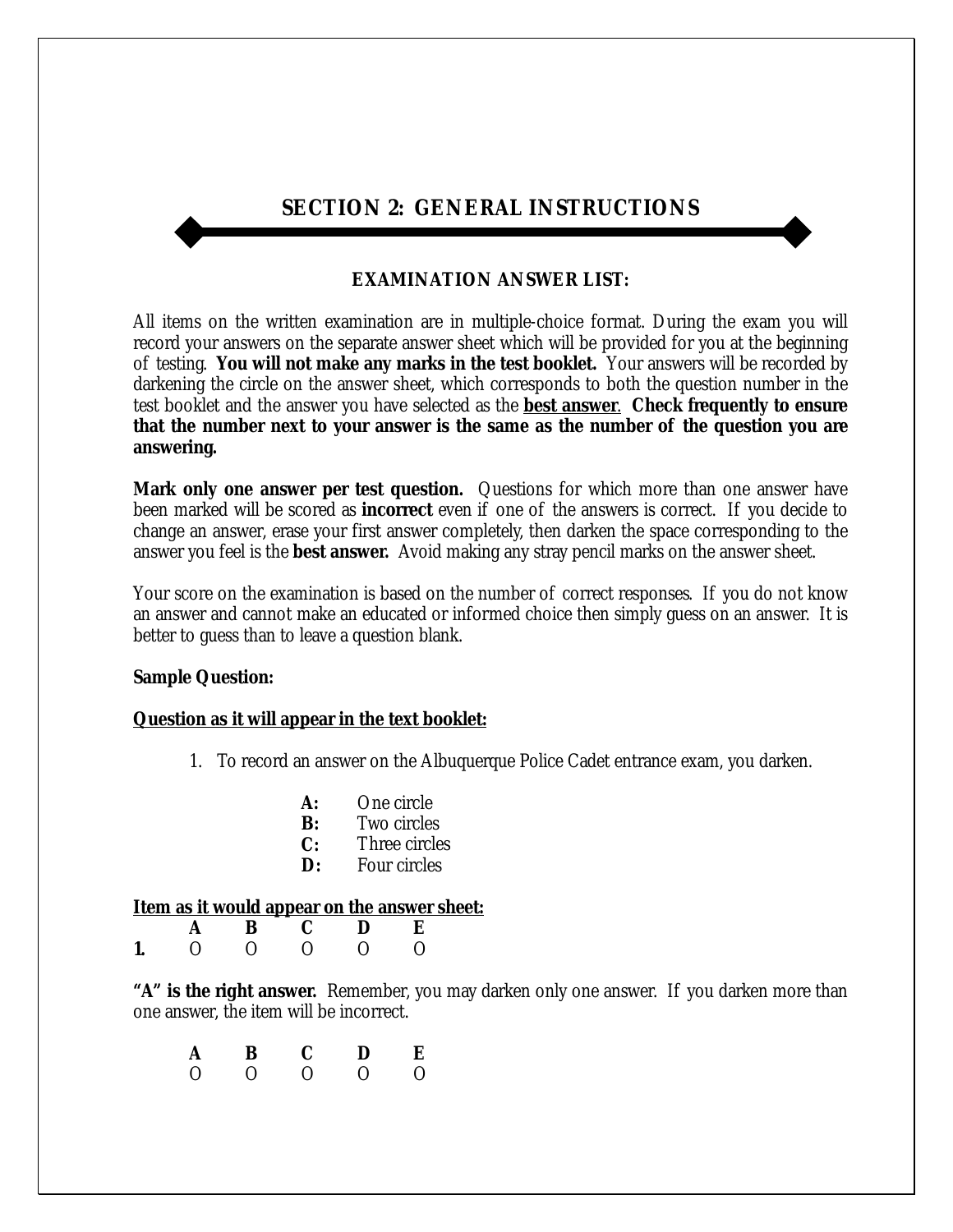## SECTION 2: GENERAL INSTRUCTIONS

### EXAMINATION ANSWER LIST:

All items on the written examination are in multiple-choice format. During the exam you will record your answers on the separate answer sheet which will be provided for you at the beginning of testing. **You will not make any marks in the test booklet.** Your answers will be recorded by darkening the circle on the answer sheet, which corresponds to both the question number in the test booklet and the answer you have selected as the **best answer**. **Check frequently to ensure that the number next to your answer is the same as the number of the question you are answering.**

**Mark only one answer per test question.** Questions for which more than one answer have been marked will be scored as **incorrect** even if one of the answers is correct. If you decide to change an answer, erase your first answer completely, then darken the space corresponding to the answer you feel is the **best answer.** Avoid making any stray pencil marks on the answer sheet.

Your score on the examination is based on the number of correct responses. If you do not know an answer and cannot make an educated or informed choice then simply guess on an answer. It is better to guess than to leave a question blank.

**Sample Question:**

**Question as it will appear in the text booklet:**

1. To record an answer on the Albuquerque Police Cadet entrance exam, you darken.

   **A:** One circle
   **B:** Two circles
   **C:** Three circles
   **D:** Four circles

**Item as it would appear on the answer sheet:**

| | A | B | C | D | E |
|---|---|---|---|---|---|
| **1.** | O | O | O | O | O |

**"A" is the right answer.** Remember, you may darken only one answer. If you darken more than one answer, the item will be incorrect.

| A | B | C | D | E |
|---|---|---|---|---|
| O | O | O | O | O |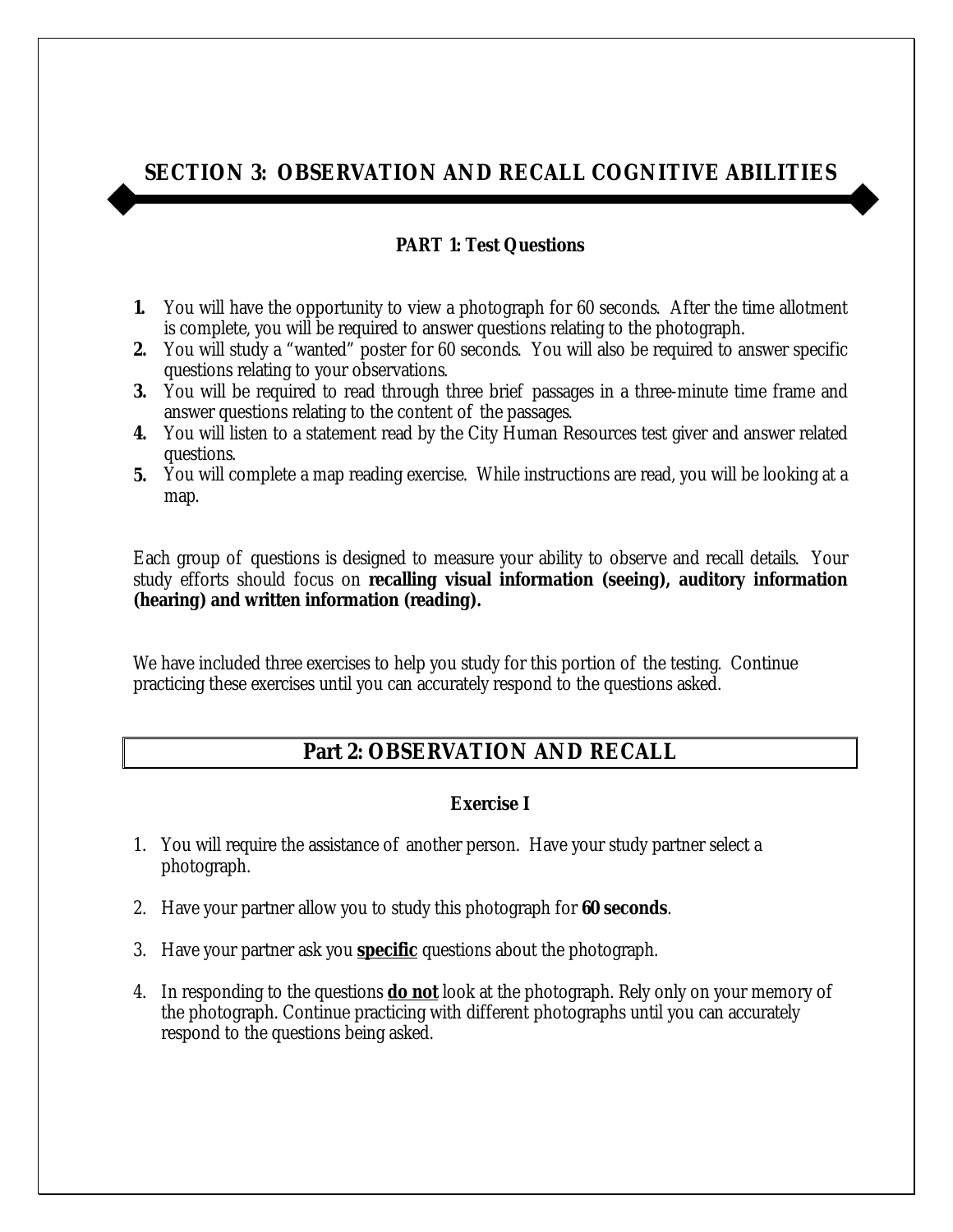# SECTION 3: OBSERVATION AND RECALL COGNITIVE ABILITIES

### PART 1: Test Questions

1. You will have the opportunity to view a photograph for 60 seconds. After the time allotment is complete, you will be required to answer questions relating to the photograph.
2. You will study a "wanted" poster for 60 seconds. You will also be required to answer specific questions relating to your observations.
3. You will be required to read through three brief passages in a three-minute time frame and answer questions relating to the content of the passages.
4. You will listen to a statement read by the City Human Resources test giver and answer related questions.
5. You will complete a map reading exercise. While instructions are read, you will be looking at a map.

Each group of questions is designed to measure your ability to observe and recall details. Your study efforts should focus on **recalling visual information (seeing), auditory information (hearing) and written information (reading).**

We have included three exercises to help you study for this portion of the testing. Continue practicing these exercises until you can accurately respond to the questions asked.

## Part 2: OBSERVATION AND RECALL

### Exercise I

1. You will require the assistance of another person. Have your study partner select a photograph.
2. Have your partner allow you to study this photograph for **60 seconds**.
3. Have your partner ask you **<u>specific</u>** questions about the photograph.
4. In responding to the questions **<u>do not</u>** look at the photograph. Rely only on your memory of the photograph. Continue practicing with different photographs until you can accurately respond to the questions being asked.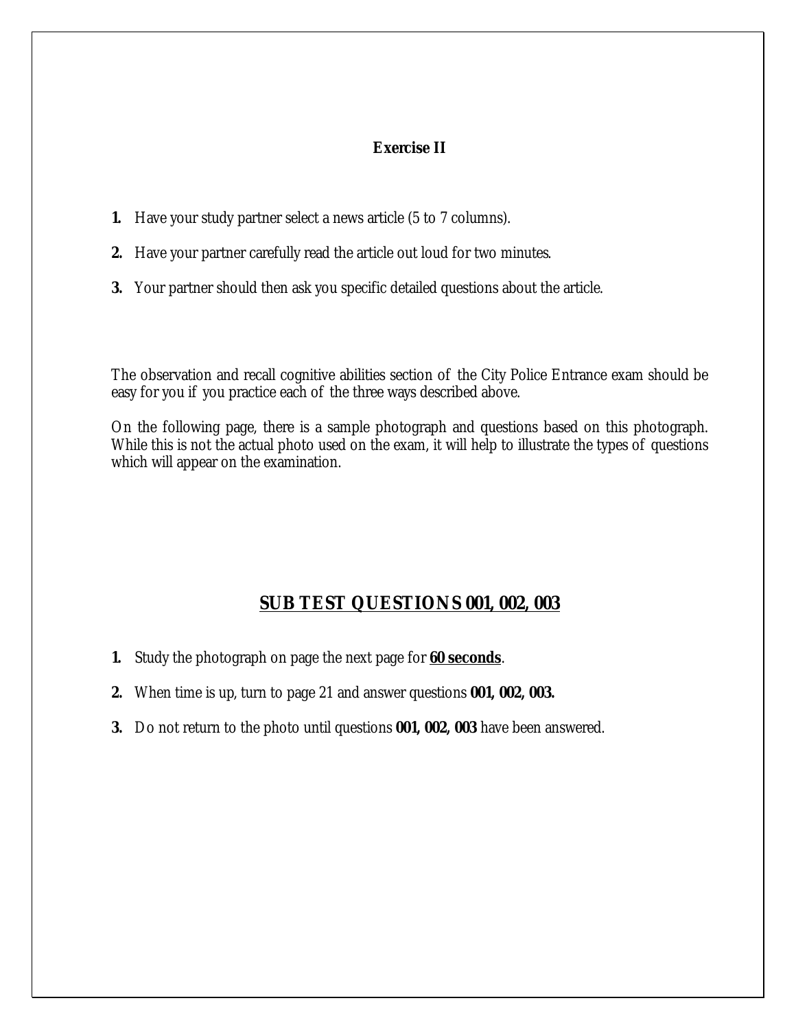### Exercise II

1. Have your study partner select a news article (5 to 7 columns).

2. Have your partner carefully read the article out loud for two minutes.

3. Your partner should then ask you specific detailed questions about the article.

The observation and recall cognitive abilities section of the City Police Entrance exam should be easy for you if you practice each of the three ways described above.

On the following page, there is a sample photograph and questions based on this photograph. While this is not the actual photo used on the exam, it will help to illustrate the types of questions which will appear on the examination.

## SUB TEST QUESTIONS 001, 002, 003

1. Study the photograph on page the next page for **60 seconds**.

2. When time is up, turn to page 21 and answer questions **001, 002, 003.**

3. Do not return to the photo until questions **001, 002, 003** have been answered.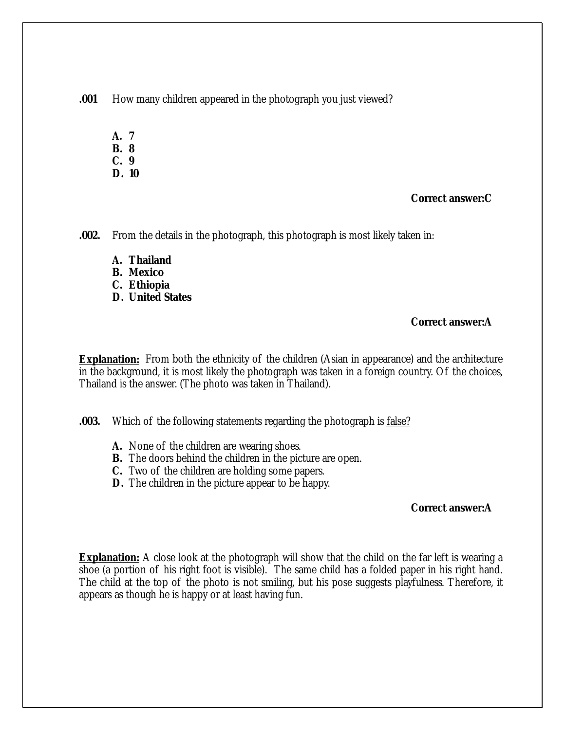**.001** How many children appeared in the photograph you just viewed?

**A. 7**
**B. 8**
**C. 9**
**D. 10**

**Correct answer:C**

**.002.** From the details in the photograph, this photograph is most likely taken in:

**A. Thailand**
**B. Mexico**
**C. Ethiopia**
**D. United States**

**Correct answer:A**

**Explanation:** From both the ethnicity of the children (Asian in appearance) and the architecture in the background, it is most likely the photograph was taken in a foreign country. Of the choices, Thailand is the answer. (The photo was taken in Thailand).

**.003.** Which of the following statements regarding the photograph is false?

**A.** None of the children are wearing shoes.
**B.** The doors behind the children in the picture are open.
**C.** Two of the children are holding some papers.
**D.** The children in the picture appear to be happy.

**Correct answer:A**

**Explanation:** A close look at the photograph will show that the child on the far left is wearing a shoe (a portion of his right foot is visible). The same child has a folded paper in his right hand. The child at the top of the photo is not smiling, but his pose suggests playfulness. Therefore, it appears as though he is happy or at least having fun.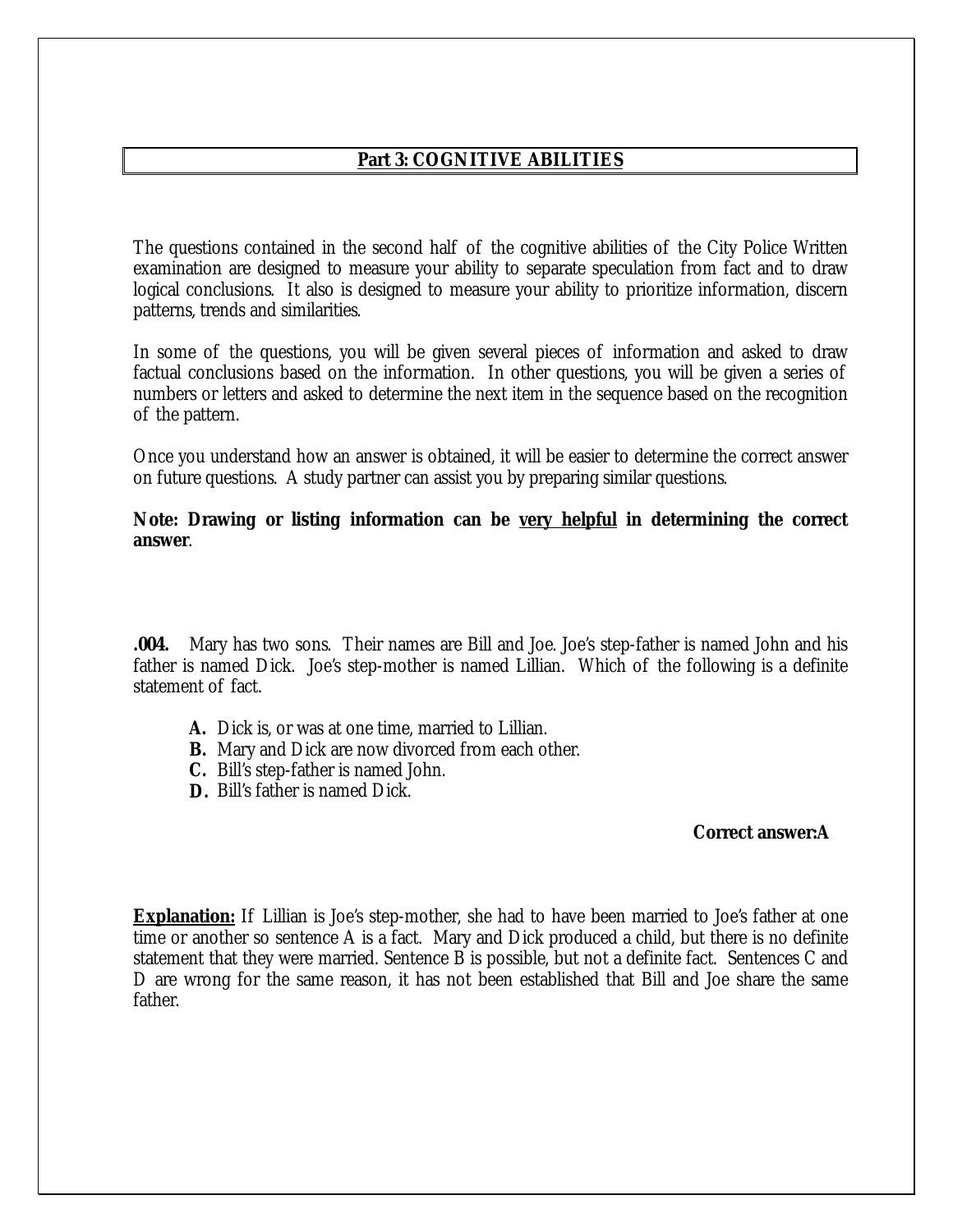## Part 3: COGNITIVE ABILITIES

The questions contained in the second half of the cognitive abilities of the City Police Written examination are designed to measure your ability to separate speculation from fact and to draw logical conclusions. It also is designed to measure your ability to prioritize information, discern patterns, trends and similarities.

In some of the questions, you will be given several pieces of information and asked to draw factual conclusions based on the information. In other questions, you will be given a series of numbers or letters and asked to determine the next item in the sequence based on the recognition of the pattern.

Once you understand how an answer is obtained, it will be easier to determine the correct answer on future questions. A study partner can assist you by preparing similar questions.

**Note: Drawing or listing information can be <u>very helpful</u> in determining the correct answer**.

**.004.** Mary has two sons. Their names are Bill and Joe. Joe's step-father is named John and his father is named Dick. Joe's step-mother is named Lillian. Which of the following is a definite statement of fact.

- **A.** Dick is, or was at one time, married to Lillian.
- **B.** Mary and Dick are now divorced from each other.
- **C.** Bill's step-father is named John.
- **D.** Bill's father is named Dick.

**Correct answer:A**

**<u>Explanation:</u>** If Lillian is Joe's step-mother, she had to have been married to Joe's father at one time or another so sentence A is a fact. Mary and Dick produced a child, but there is no definite statement that they were married. Sentence B is possible, but not a definite fact. Sentences C and D are wrong for the same reason, it has not been established that Bill and Joe share the same father.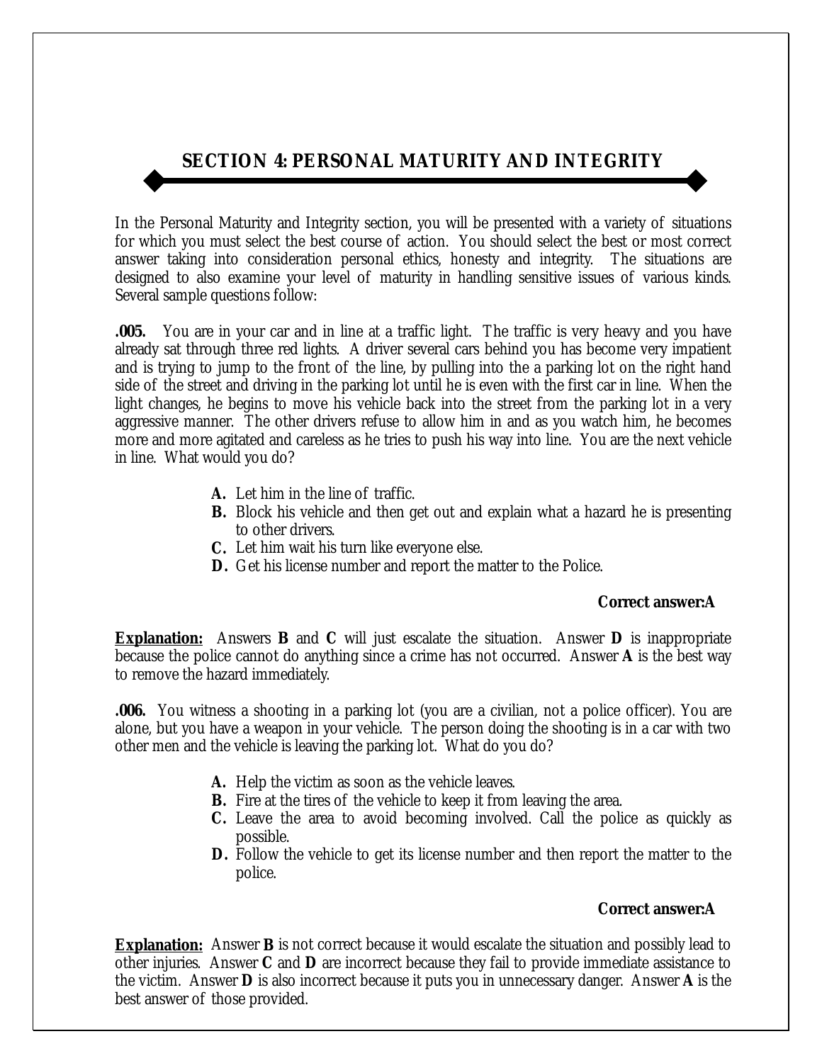## SECTION 4: PERSONAL MATURITY AND INTEGRITY

In the Personal Maturity and Integrity section, you will be presented with a variety of situations for which you must select the best course of action. You should select the best or most correct answer taking into consideration personal ethics, honesty and integrity. The situations are designed to also examine your level of maturity in handling sensitive issues of various kinds. Several sample questions follow:

**.005.** You are in your car and in line at a traffic light. The traffic is very heavy and you have already sat through three red lights. A driver several cars behind you has become very impatient and is trying to jump to the front of the line, by pulling into the a parking lot on the right hand side of the street and driving in the parking lot until he is even with the first car in line. When the light changes, he begins to move his vehicle back into the street from the parking lot in a very aggressive manner. The other drivers refuse to allow him in and as you watch him, he becomes more and more agitated and careless as he tries to push his way into line. You are the next vehicle in line. What would you do?

- **A.** Let him in the line of traffic.
- **B.** Block his vehicle and then get out and explain what a hazard he is presenting to other drivers.
- **C.** Let him wait his turn like everyone else.
- **D.** Get his license number and report the matter to the Police.

**Correct answer:A**

**Explanation:** Answers **B** and **C** will just escalate the situation. Answer **D** is inappropriate because the police cannot do anything since a crime has not occurred. Answer **A** is the best way to remove the hazard immediately.

**.006.** You witness a shooting in a parking lot (you are a civilian, not a police officer). You are alone, but you have a weapon in your vehicle. The person doing the shooting is in a car with two other men and the vehicle is leaving the parking lot. What do you do?

- **A.** Help the victim as soon as the vehicle leaves.
- **B.** Fire at the tires of the vehicle to keep it from leaving the area.
- **C.** Leave the area to avoid becoming involved. Call the police as quickly as possible.
- **D.** Follow the vehicle to get its license number and then report the matter to the police.

**Correct answer:A**

**Explanation:** Answer **B** is not correct because it would escalate the situation and possibly lead to other injuries. Answer **C** and **D** are incorrect because they fail to provide immediate assistance to the victim. Answer **D** is also incorrect because it puts you in unnecessary danger. Answer **A** is the best answer of those provided.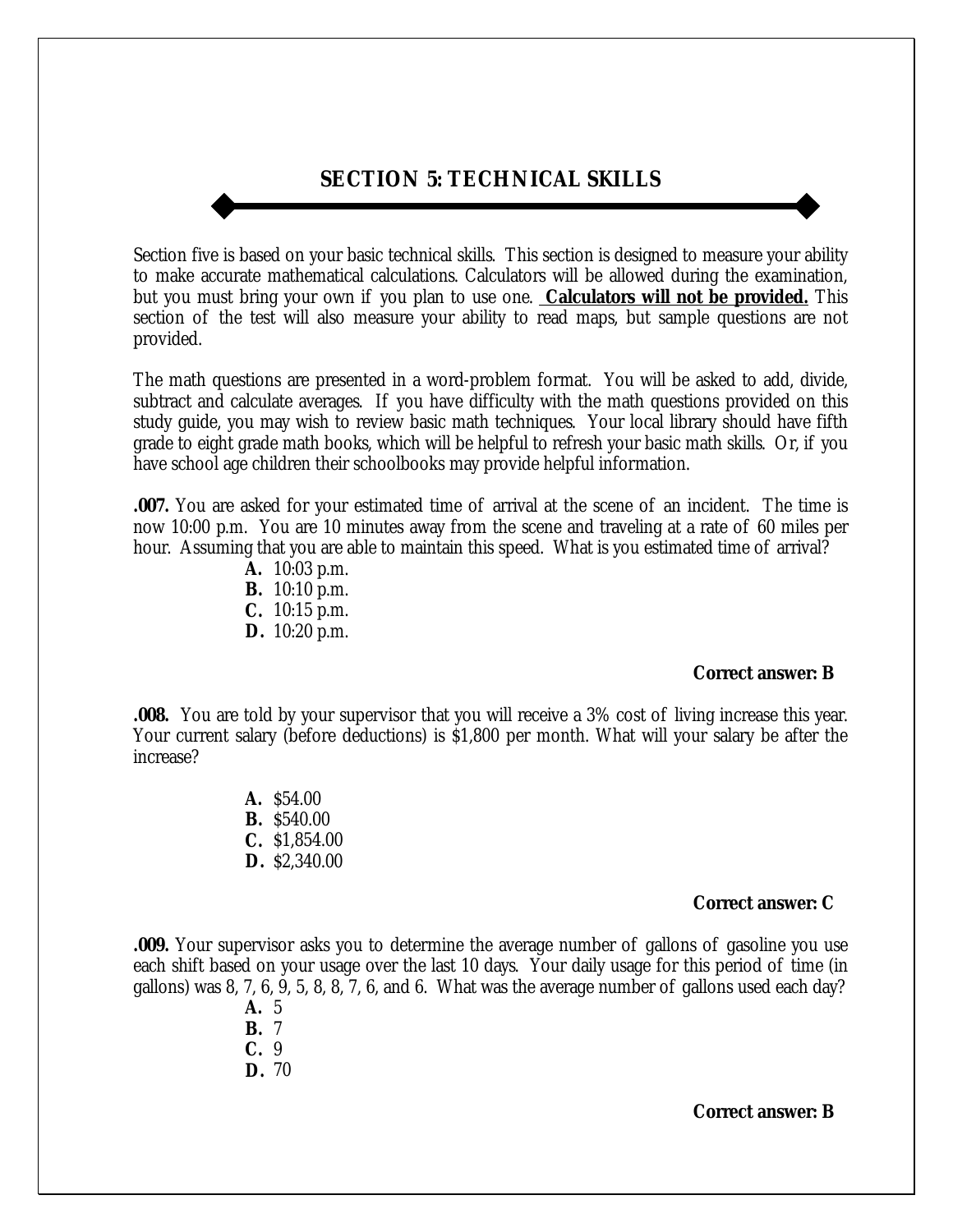## SECTION 5: TECHNICAL SKILLS

Section five is based on your basic technical skills. This section is designed to measure your ability to make accurate mathematical calculations. Calculators will be allowed during the examination, but you must bring your own if you plan to use one. **Calculators will not be provided.** This section of the test will also measure your ability to read maps, but sample questions are not provided.

The math questions are presented in a word-problem format. You will be asked to add, divide, subtract and calculate averages. If you have difficulty with the math questions provided on this study guide, you may wish to review basic math techniques. Your local library should have fifth grade to eight grade math books, which will be helpful to refresh your basic math skills. Or, if you have school age children their schoolbooks may provide helpful information.

**.007.** You are asked for your estimated time of arrival at the scene of an incident. The time is now 10:00 p.m. You are 10 minutes away from the scene and traveling at a rate of 60 miles per hour. Assuming that you are able to maintain this speed. What is you estimated time of arrival?

- **A.** 10:03 p.m.
- **B.** 10:10 p.m.
- **C.** 10:15 p.m.
- **D.** 10:20 p.m.

**Correct answer: B**

**.008.** You are told by your supervisor that you will receive a 3% cost of living increase this year. Your current salary (before deductions) is $1,800 per month. What will your salary be after the increase?

- **A.** $54.00
- **B.** $540.00
- **C.** $1,854.00
- **D.** $2,340.00

**Correct answer: C**

**.009.** Your supervisor asks you to determine the average number of gallons of gasoline you use each shift based on your usage over the last 10 days. Your daily usage for this period of time (in gallons) was 8, 7, 6, 9, 5, 8, 8, 7, 6, and 6. What was the average number of gallons used each day?

- **A.** 5
- **B.** 7
- **C.** 9
- **D.** 70

**Correct answer: B**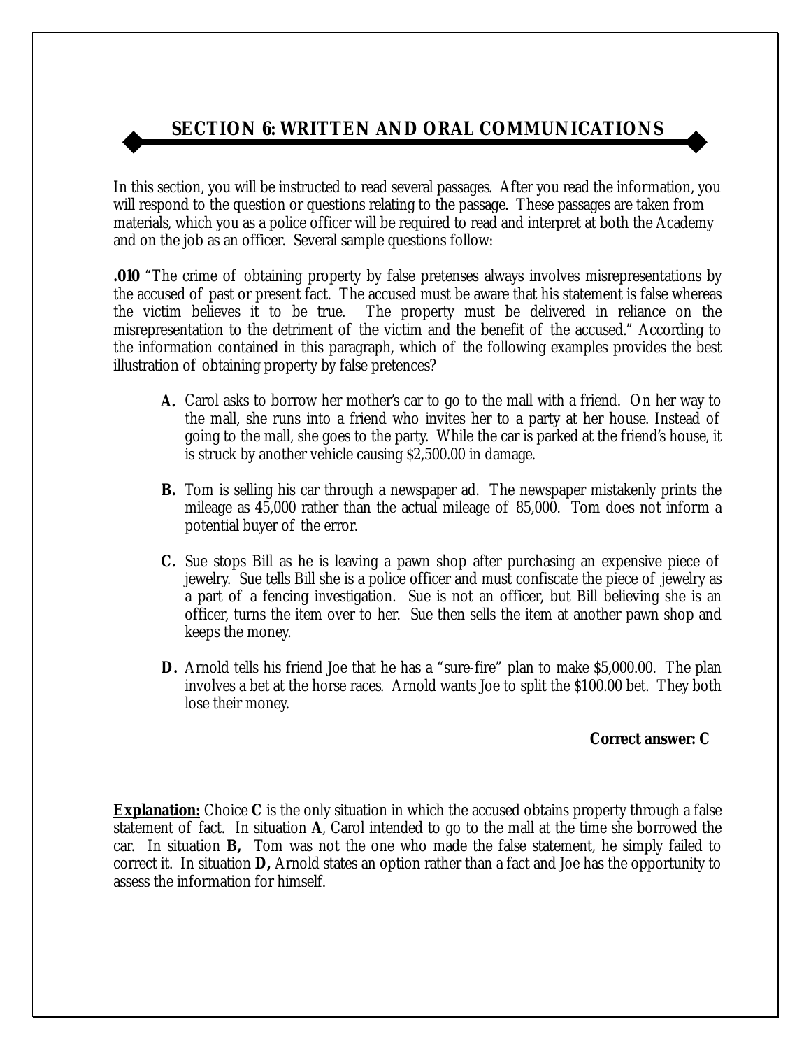## SECTION 6: WRITTEN AND ORAL COMMUNICATIONS

In this section, you will be instructed to read several passages. After you read the information, you will respond to the question or questions relating to the passage. These passages are taken from materials, which you as a police officer will be required to read and interpret at both the Academy and on the job as an officer. Several sample questions follow:

**.010** "The crime of obtaining property by false pretenses always involves misrepresentations by the accused of past or present fact. The accused must be aware that his statement is false whereas the victim believes it to be true. The property must be delivered in reliance on the misrepresentation to the detriment of the victim and the benefit of the accused." According to the information contained in this paragraph, which of the following examples provides the best illustration of obtaining property by false pretences?

- **A.** Carol asks to borrow her mother's car to go to the mall with a friend. On her way to the mall, she runs into a friend who invites her to a party at her house. Instead of going to the mall, she goes to the party. While the car is parked at the friend's house, it is struck by another vehicle causing $2,500.00 in damage.

- **B.** Tom is selling his car through a newspaper ad. The newspaper mistakenly prints the mileage as 45,000 rather than the actual mileage of 85,000. Tom does not inform a potential buyer of the error.

- **C.** Sue stops Bill as he is leaving a pawn shop after purchasing an expensive piece of jewelry. Sue tells Bill she is a police officer and must confiscate the piece of jewelry as a part of a fencing investigation. Sue is not an officer, but Bill believing she is an officer, turns the item over to her. Sue then sells the item at another pawn shop and keeps the money.

- **D.** Arnold tells his friend Joe that he has a "sure-fire" plan to make $5,000.00. The plan involves a bet at the horse races. Arnold wants Joe to split the $100.00 bet. They both lose their money.

**Correct answer: C**

**<u>Explanation:</u>** Choice **C** is the only situation in which the accused obtains property through a false statement of fact. In situation **A**, Carol intended to go to the mall at the time she borrowed the car. In situation **B,** Tom was not the one who made the false statement, he simply failed to correct it. In situation **D,** Arnold states an option rather than a fact and Joe has the opportunity to assess the information for himself.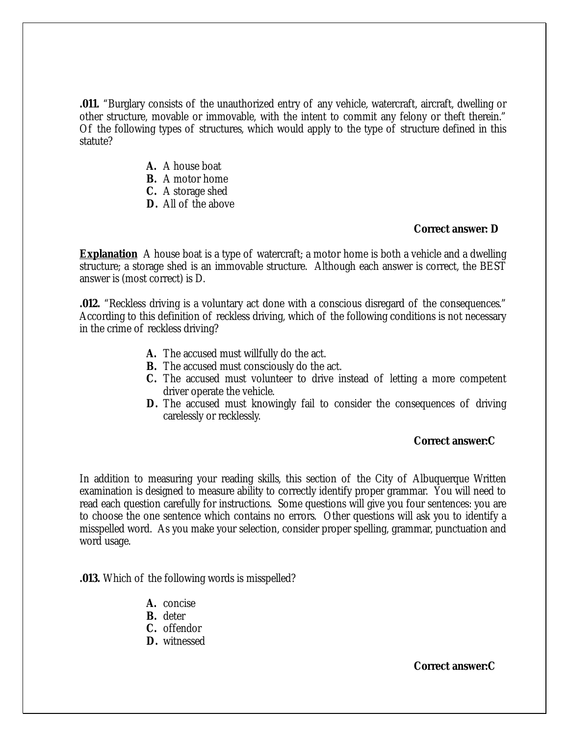**.011.** "Burglary consists of the unauthorized entry of any vehicle, watercraft, aircraft, dwelling or other structure, movable or immovable, with the intent to commit any felony or theft therein." Of the following types of structures, which would apply to the type of structure defined in this statute?

- **A.** A house boat
- **B.** A motor home
- **C.** A storage shed
- **D.** All of the above

**Correct answer: D**

**<u>Explanation</u>** A house boat is a type of watercraft; a motor home is both a vehicle and a dwelling structure; a storage shed is an immovable structure. Although each answer is correct, the BEST answer is (most correct) is D.

**.012.** "Reckless driving is a voluntary act done with a conscious disregard of the consequences." According to this definition of reckless driving, which of the following conditions is not necessary in the crime of reckless driving?

- **A.** The accused must willfully do the act.
- **B.** The accused must consciously do the act.
- **C.** The accused must volunteer to drive instead of letting a more competent driver operate the vehicle.
- **D.** The accused must knowingly fail to consider the consequences of driving carelessly or recklessly.

**Correct answer:C**

In addition to measuring your reading skills, this section of the City of Albuquerque Written examination is designed to measure ability to correctly identify proper grammar. You will need to read each question carefully for instructions. Some questions will give you four sentences: you are to choose the one sentence which contains no errors. Other questions will ask you to identify a misspelled word. As you make your selection, consider proper spelling, grammar, punctuation and word usage.

**.013.** Which of the following words is misspelled?

- **A.** concise
- **B.** deter
- **C.** offendor
- **D.** witnessed

**Correct answer:C**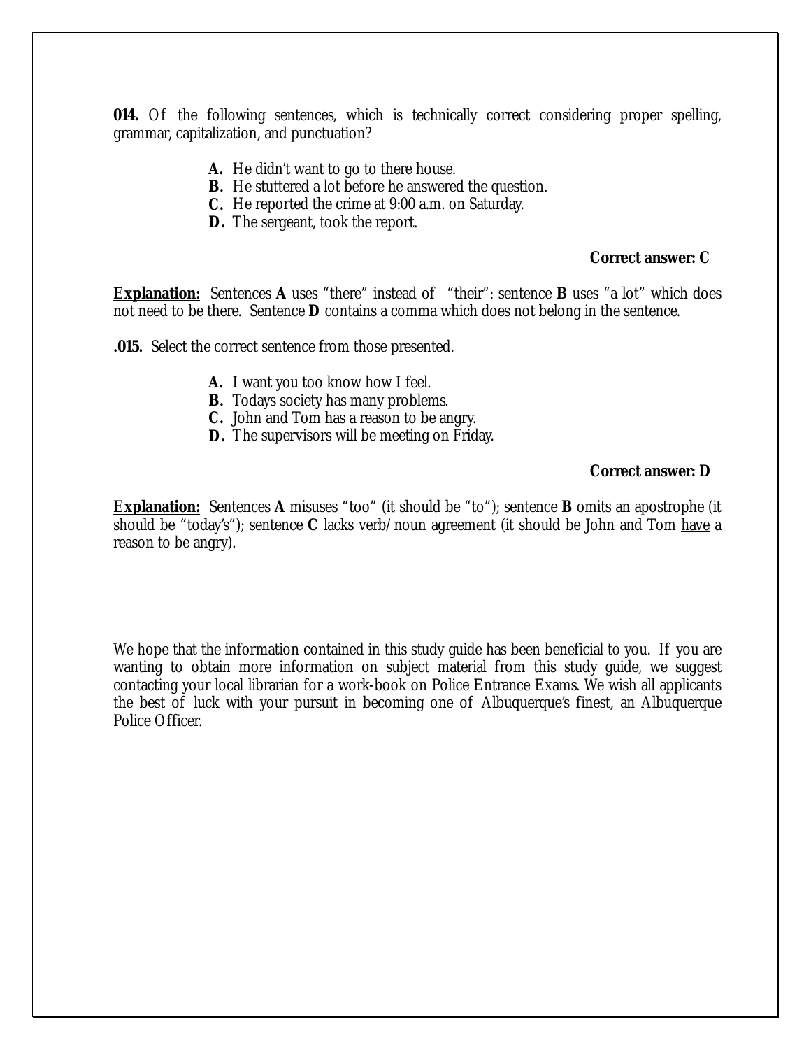**014.** Of the following sentences, which is technically correct considering proper spelling, grammar, capitalization, and punctuation?

- **A.** He didn't want to go to there house.
- **B.** He stuttered a lot before he answered the question.
- **C.** He reported the crime at 9:00 a.m. on Saturday.
- **D.** The sergeant, took the report.

**Correct answer: C**

**Explanation:** Sentences **A** uses "there" instead of "their": sentence **B** uses "a lot" which does not need to be there. Sentence **D** contains a comma which does not belong in the sentence.

**.015.** Select the correct sentence from those presented.

- **A.** I want you too know how I feel.
- **B.** Todays society has many problems.
- **C.** John and Tom has a reason to be angry.
- **D.** The supervisors will be meeting on Friday.

**Correct answer: D**

**Explanation:** Sentences **A** misuses "too" (it should be "to"); sentence **B** omits an apostrophe (it should be "today's"); sentence **C** lacks verb/noun agreement (it should be John and Tom <u>have</u> a reason to be angry).

We hope that the information contained in this study guide has been beneficial to you. If you are wanting to obtain more information on subject material from this study guide, we suggest contacting your local librarian for a work-book on Police Entrance Exams. We wish all applicants the best of luck with your pursuit in becoming one of Albuquerque's finest, an Albuquerque Police Officer.